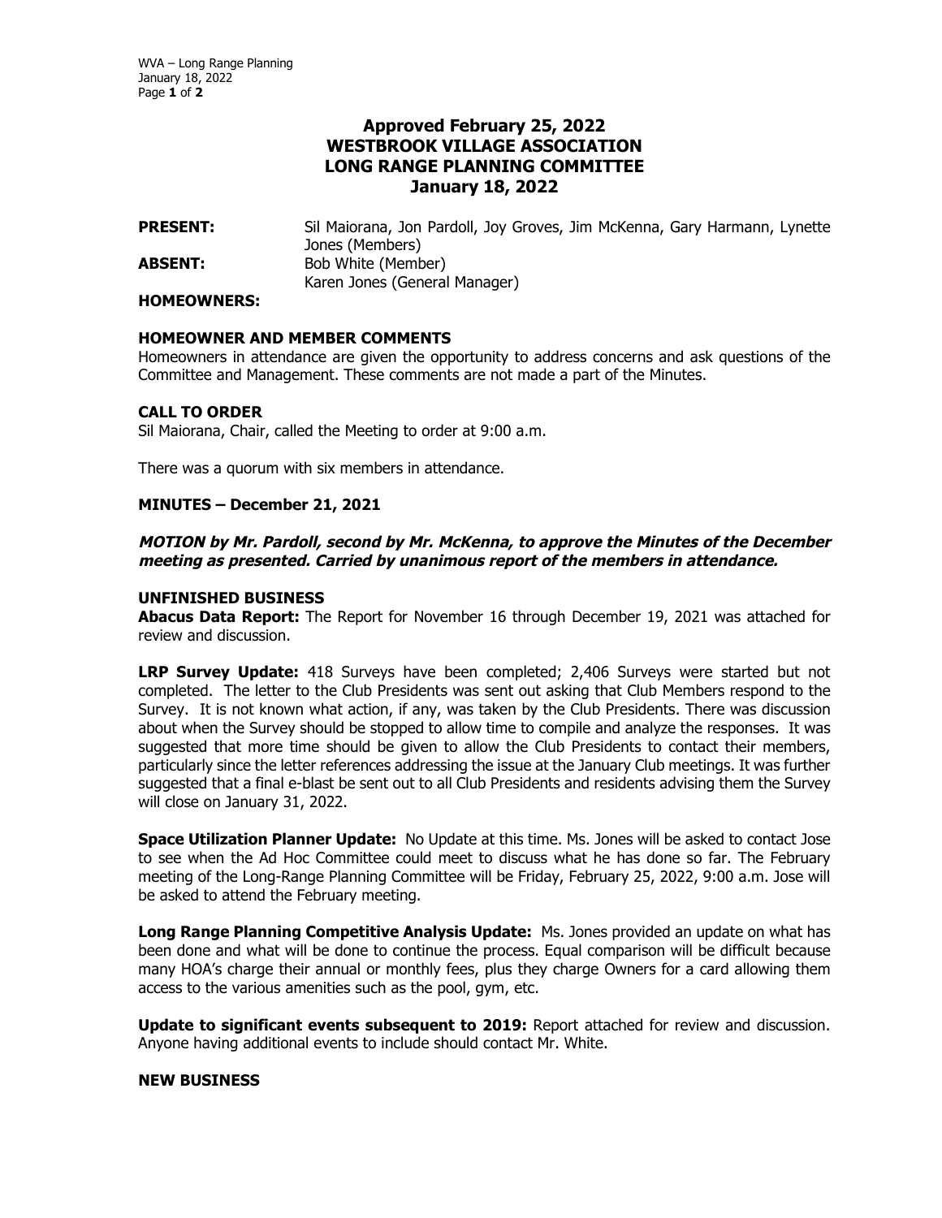# Approved February 25, 2022
# WESTBROOK VILLAGE ASSOCIATION
# LONG RANGE PLANNING COMMITTEE
# January 18, 2022

| | |
|---|---|
| **PRESENT:** | Sil Maiorana, Jon Pardoll, Joy Groves, Jim McKenna, Gary Harmann, Lynette Jones (Members) |
| **ABSENT:** | Bob White (Member)<br>Karen Jones (General Manager) |
| **HOMEOWNERS:** | |

## HOMEOWNER AND MEMBER COMMENTS

Homeowners in attendance are given the opportunity to address concerns and ask questions of the Committee and Management. These comments are not made a part of the Minutes.

## CALL TO ORDER

Sil Maiorana, Chair, called the Meeting to order at 9:00 a.m.

There was a quorum with six members in attendance.

## MINUTES – December 21, 2021

***MOTION by Mr. Pardoll, second by Mr. McKenna, to approve the Minutes of the December meeting as presented. Carried by unanimous report of the members in attendance.***

## UNFINISHED BUSINESS

**Abacus Data Report:** The Report for November 16 through December 19, 2021 was attached for review and discussion.

**LRP Survey Update:** 418 Surveys have been completed; 2,406 Surveys were started but not completed. The letter to the Club Presidents was sent out asking that Club Members respond to the Survey. It is not known what action, if any, was taken by the Club Presidents. There was discussion about when the Survey should be stopped to allow time to compile and analyze the responses. It was suggested that more time should be given to allow the Club Presidents to contact their members, particularly since the letter references addressing the issue at the January Club meetings. It was further suggested that a final e-blast be sent out to all Club Presidents and residents advising them the Survey will close on January 31, 2022.

**Space Utilization Planner Update:** No Update at this time. Ms. Jones will be asked to contact Jose to see when the Ad Hoc Committee could meet to discuss what he has done so far. The February meeting of the Long-Range Planning Committee will be Friday, February 25, 2022, 9:00 a.m. Jose will be asked to attend the February meeting.

**Long Range Planning Competitive Analysis Update:** Ms. Jones provided an update on what has been done and what will be done to continue the process. Equal comparison will be difficult because many HOA's charge their annual or monthly fees, plus they charge Owners for a card allowing them access to the various amenities such as the pool, gym, etc.

**Update to significant events subsequent to 2019:** Report attached for review and discussion. Anyone having additional events to include should contact Mr. White.

## NEW BUSINESS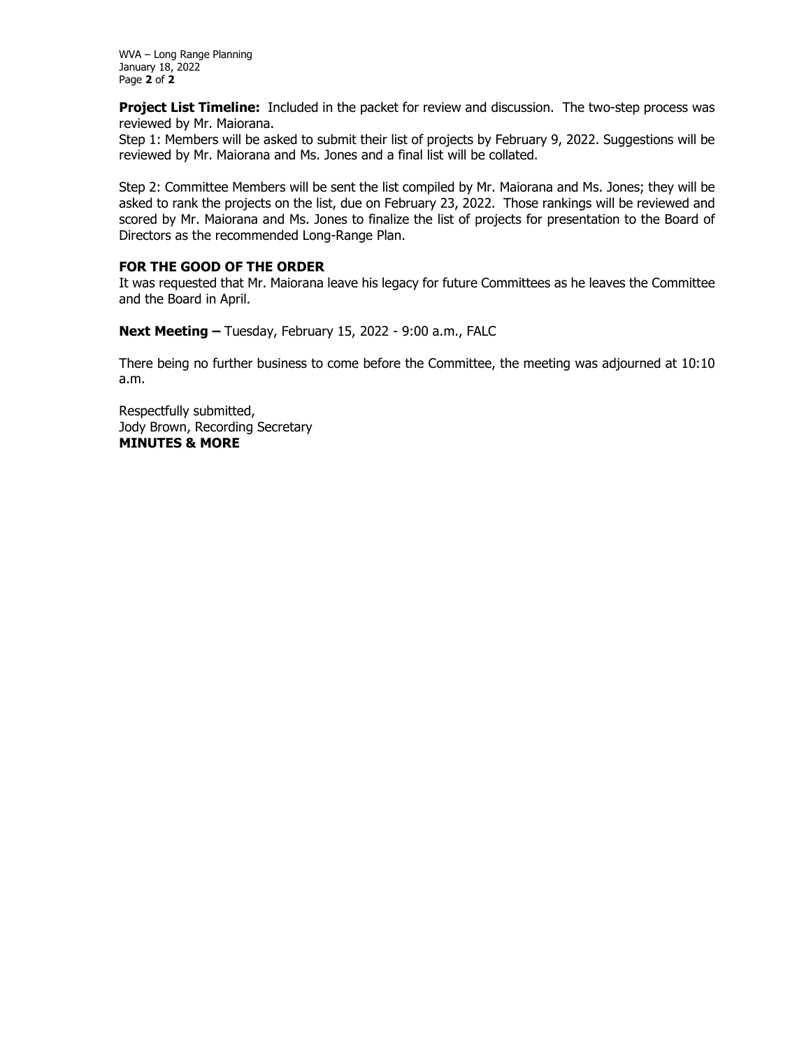**Project List Timeline:** Included in the packet for review and discussion. The two-step process was reviewed by Mr. Maiorana.

Step 1: Members will be asked to submit their list of projects by February 9, 2022. Suggestions will be reviewed by Mr. Maiorana and Ms. Jones and a final list will be collated.

Step 2: Committee Members will be sent the list compiled by Mr. Maiorana and Ms. Jones; they will be asked to rank the projects on the list, due on February 23, 2022. Those rankings will be reviewed and scored by Mr. Maiorana and Ms. Jones to finalize the list of projects for presentation to the Board of Directors as the recommended Long-Range Plan.

## FOR THE GOOD OF THE ORDER

It was requested that Mr. Maiorana leave his legacy for future Committees as he leaves the Committee and the Board in April.

**Next Meeting –** Tuesday, February 15, 2022 - 9:00 a.m., FALC

There being no further business to come before the Committee, the meeting was adjourned at 10:10 a.m.

Respectfully submitted,
Jody Brown, Recording Secretary
**MINUTES & MORE**